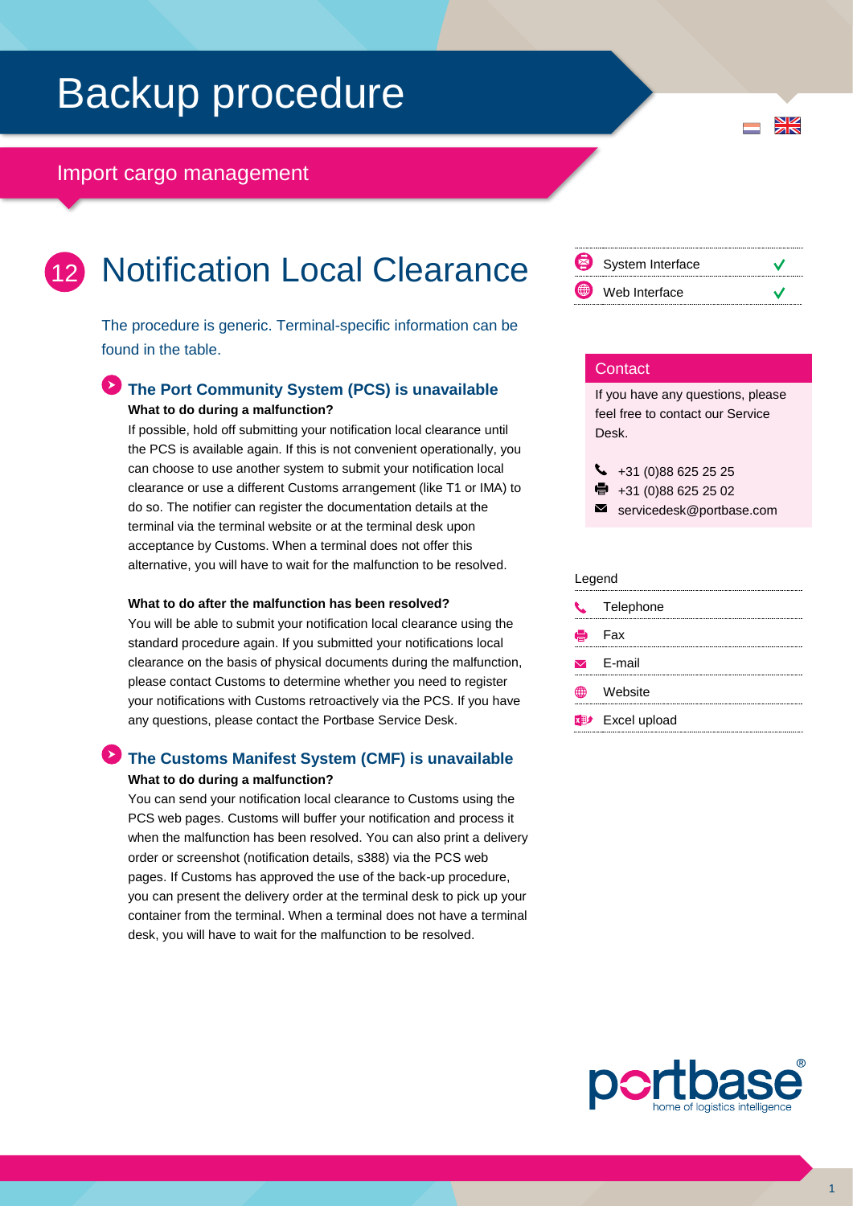# Backup procedure

## Import cargo management

# 12 Notification Local Clearance

| | |
|---|---|
| System Interface | ✓ |
| Web Interface | ✓ |

The procedure is generic. Terminal-specific information can be found in the table.

### The Port Community System (PCS) is unavailable

**What to do during a malfunction?**

If possible, hold off submitting your notification local clearance until the PCS is available again. If this is not convenient operationally, you can choose to use another system to submit your notification local clearance or use a different Customs arrangement (like T1 or IMA) to do so. The notifier can register the documentation details at the terminal via the terminal website or at the terminal desk upon acceptance by Customs. When a terminal does not offer this alternative, you will have to wait for the malfunction to be resolved.

**What to do after the malfunction has been resolved?**

You will be able to submit your notification local clearance using the standard procedure again. If you submitted your notifications local clearance on the basis of physical documents during the malfunction, please contact Customs to determine whether you need to register your notifications with Customs retroactively via the PCS. If you have any questions, please contact the Portbase Service Desk.

### The Customs Manifest System (CMF) is unavailable

**What to do during a malfunction?**

You can send your notification local clearance to Customs using the PCS web pages. Customs will buffer your notification and process it when the malfunction has been resolved. You can also print a delivery order or screenshot (notification details, s388) via the PCS web pages. If Customs has approved the use of the back-up procedure, you can present the delivery order at the terminal desk to pick up your container from the terminal. When a terminal does not have a terminal desk, you will have to wait for the malfunction to be resolved.

**Contact**

If you have any questions, please feel free to contact our Service Desk.

- Telephone: +31 (0)88 625 25 25
- Fax: +31 (0)88 625 25 02
- E-mail: servicedesk@portbase.com

**Legend**

- Telephone
- Fax
- E-mail
- Website
- Excel upload

portbase® home of logistics intelligence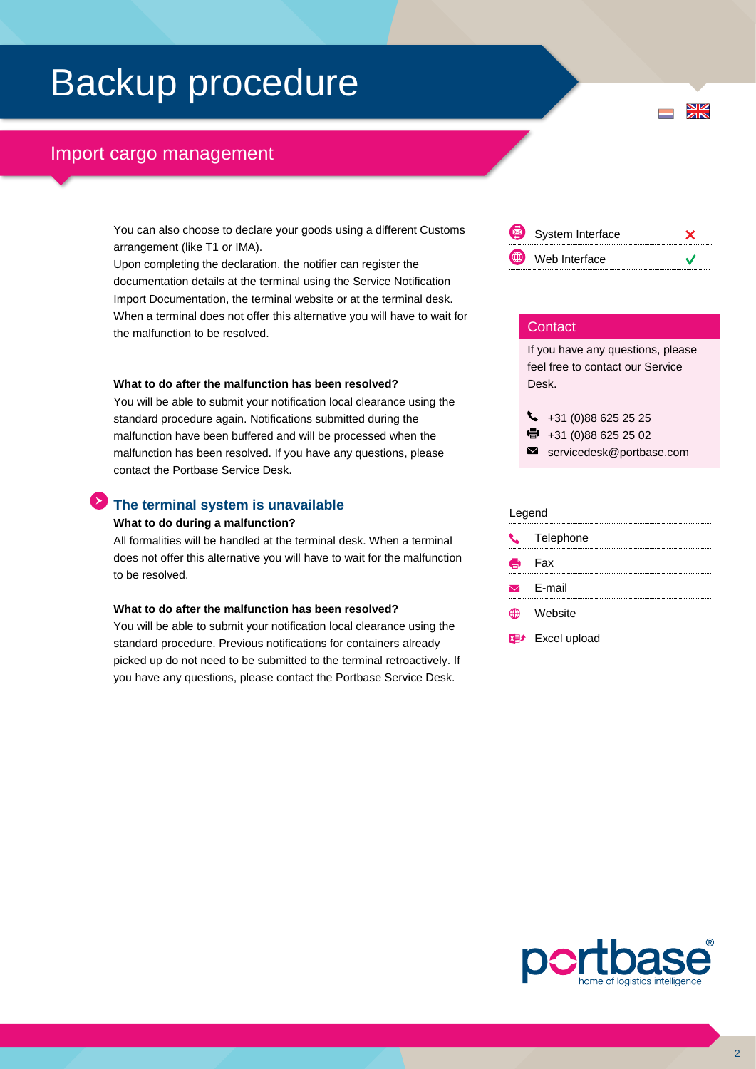# Backup procedure

## Import cargo management

You can also choose to declare your goods using a different Customs arrangement (like T1 or IMA).
Upon completing the declaration, the notifier can register the documentation details at the terminal using the Service Notification Import Documentation, the terminal website or at the terminal desk. When a terminal does not offer this alternative you will have to wait for the malfunction to be resolved.

**What to do after the malfunction has been resolved?**
You will be able to submit your notification local clearance using the standard procedure again. Notifications submitted during the malfunction have been buffered and will be processed when the malfunction has been resolved. If you have any questions, please contact the Portbase Service Desk.

### The terminal system is unavailable

**What to do during a malfunction?**
All formalities will be handled at the terminal desk. When a terminal does not offer this alternative you will have to wait for the malfunction to be resolved.

**What to do after the malfunction has been resolved?**
You will be able to submit your notification local clearance using the standard procedure. Previous notifications for containers already picked up do not need to be submitted to the terminal retroactively. If you have any questions, please contact the Portbase Service Desk.

| | |
|---|---|
| System Interface | ✗ |
| Web Interface | ✓ |

**Contact**

If you have any questions, please feel free to contact our Service Desk.

- Telephone: +31 (0)88 625 25 25
- Fax: +31 (0)88 625 25 02
- E-mail: servicedesk@portbase.com

**Legend**

- Telephone
- Fax
- E-mail
- Website
- Excel upload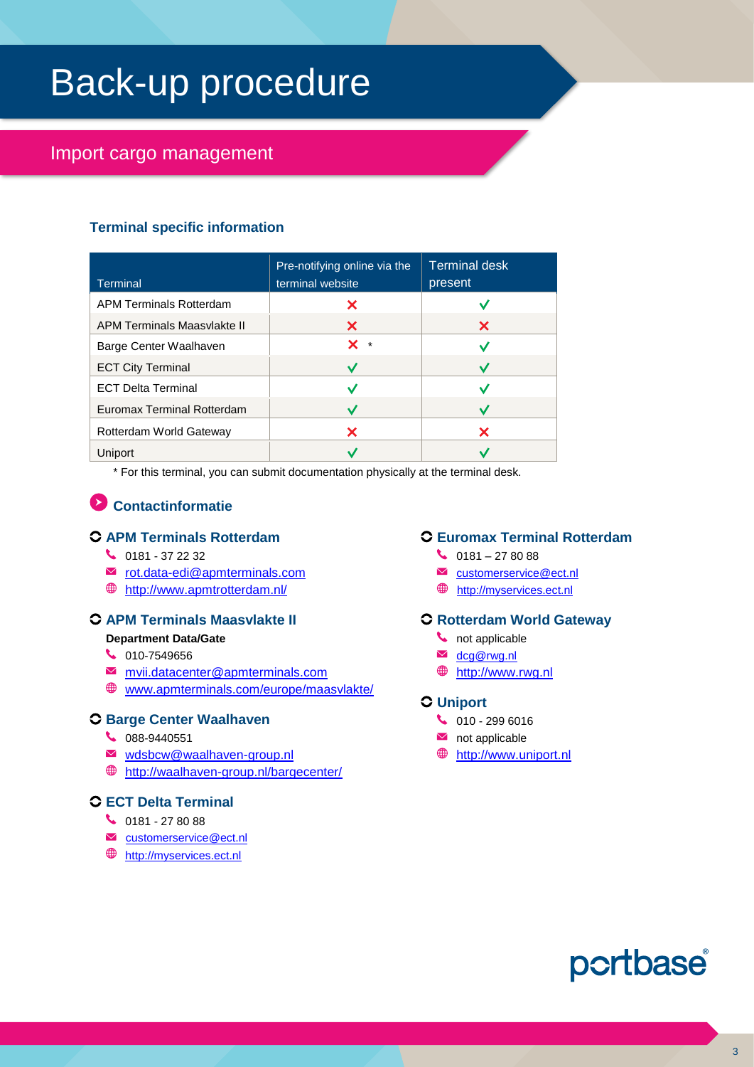# Back-up procedure

## Import cargo management

### Terminal specific information

| Terminal | Pre-notifying online via the terminal website | Terminal desk present |
|---|---|---|
| APM Terminals Rotterdam | ✗ | ✓ |
| APM Terminals Maasvlakte II | ✗ | ✗ |
| Barge Center Waalhaven | ✗ * | ✓ |
| ECT City Terminal | ✓ | ✓ |
| ECT Delta Terminal | ✓ | ✓ |
| Euromax Terminal Rotterdam | ✓ | ✓ |
| Rotterdam World Gateway | ✗ | ✗ |
| Uniport | ✓ | ✓ |

* For this terminal, you can submit documentation physically at the terminal desk.

### Contactinformatie

**APM Terminals Rotterdam**
- 0181 - 37 22 32
- rot.data-edi@apmterminals.com
- http://www.apmtrotterdam.nl/

**APM Terminals Maasvlakte II**

**Department Data/Gate**
- 010-7549656
- mvii.datacenter@apmterminals.com
- www.apmterminals.com/europe/maasvlakte/

**Barge Center Waalhaven**
- 088-9440551
- wdsbcw@waalhaven-group.nl
- http://waalhaven-group.nl/bargecenter/

**ECT Delta Terminal**
- 0181 - 27 80 88
- customerservice@ect.nl
- http://myservices.ect.nl

**Euromax Terminal Rotterdam**
- 0181 – 27 80 88
- customerservice@ect.nl
- http://myservices.ect.nl

**Rotterdam World Gateway**
- not applicable
- dcg@rwg.nl
- http://www.rwg.nl

**Uniport**
- 010 - 299 6016
- not applicable
- http://www.uniport.nl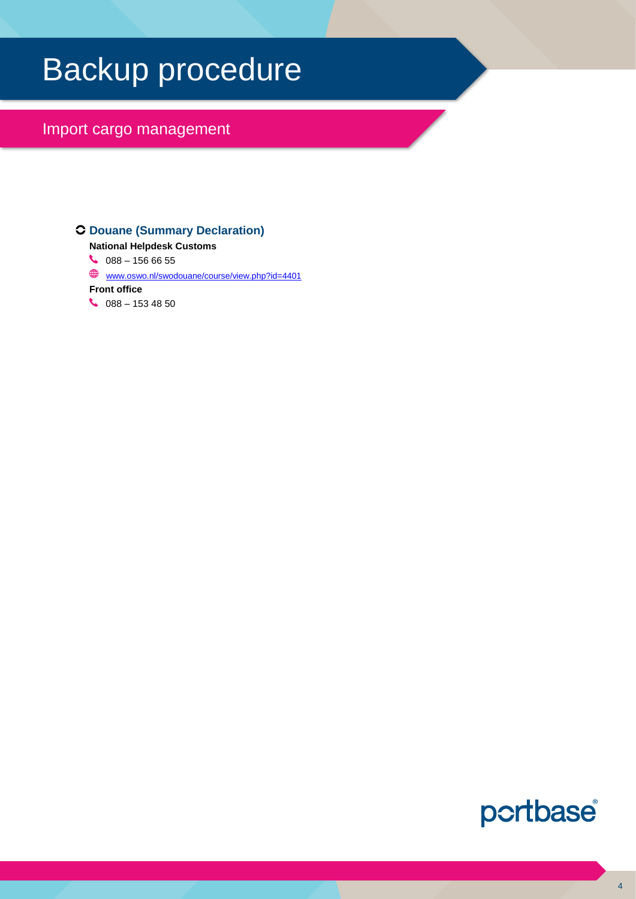# Backup procedure

## Import cargo management

### Douane (Summary Declaration)

**National Helpdesk Customs**

088 – 156 66 55

[www.oswo.nl/swodouane/course/view.php?id=4401](www.oswo.nl/swodouane/course/view.php?id=4401)

**Front office**

088 – 153 48 50

portbase®